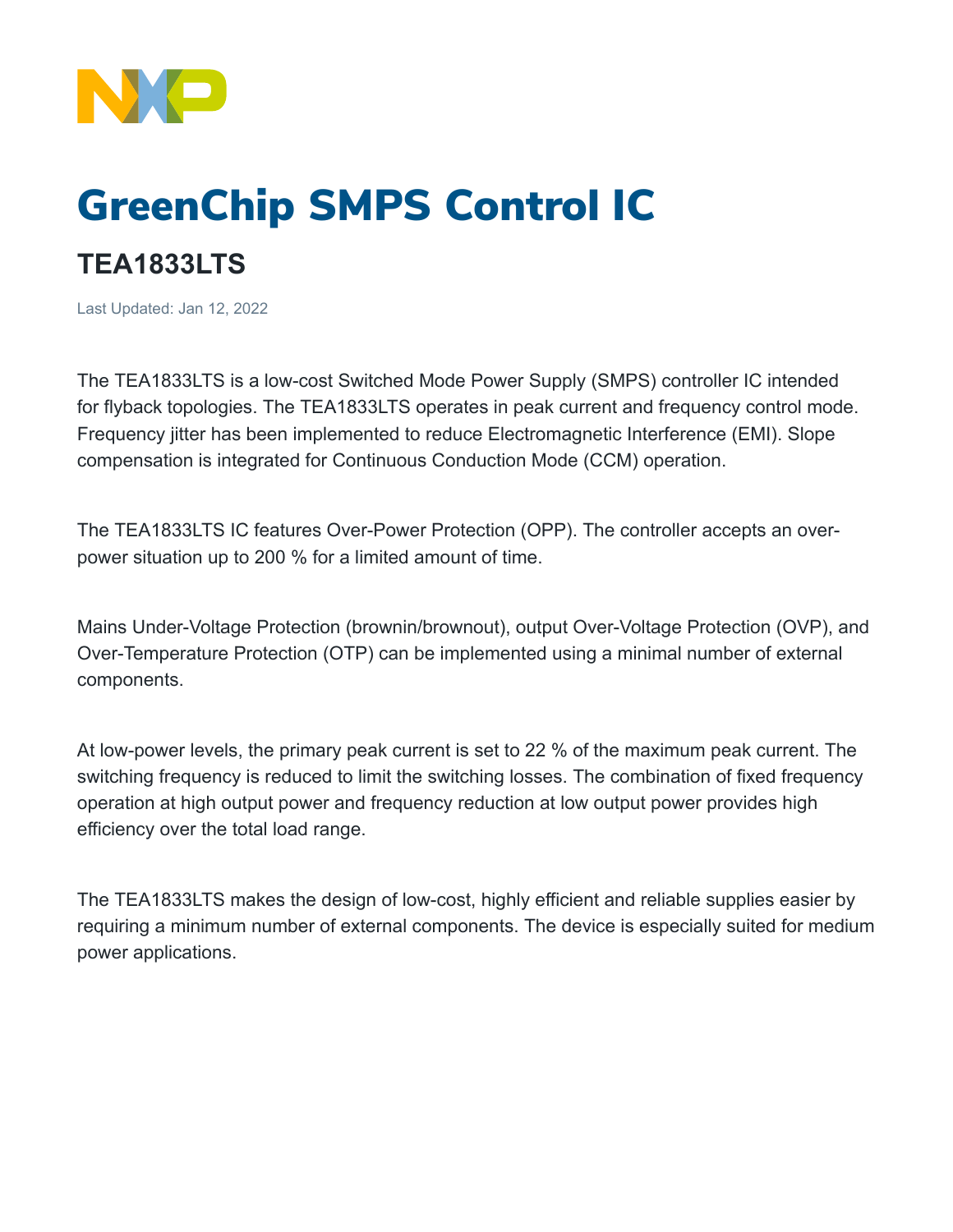# GreenChip SMPS Control IC

## TEA1833LTS

Last Updated: Jan 12, 2022

The TEA1833LTS is a low-cost Switched Mode Power Supply (SMPS) controller IC intended for flyback topologies. The TEA1833LTS operates in peak current and frequency control mode. Frequency jitter has been implemented to reduce Electromagnetic Interference (EMI). Slope compensation is integrated for Continuous Conduction Mode (CCM) operation.

The TEA1833LTS IC features Over-Power Protection (OPP). The controller accepts an over-power situation up to 200 % for a limited amount of time.

Mains Under-Voltage Protection (brownin/brownout), output Over-Voltage Protection (OVP), and Over-Temperature Protection (OTP) can be implemented using a minimal number of external components.

At low-power levels, the primary peak current is set to 22 % of the maximum peak current. The switching frequency is reduced to limit the switching losses. The combination of fixed frequency operation at high output power and frequency reduction at low output power provides high efficiency over the total load range.

The TEA1833LTS makes the design of low-cost, highly efficient and reliable supplies easier by requiring a minimum number of external components. The device is especially suited for medium power applications.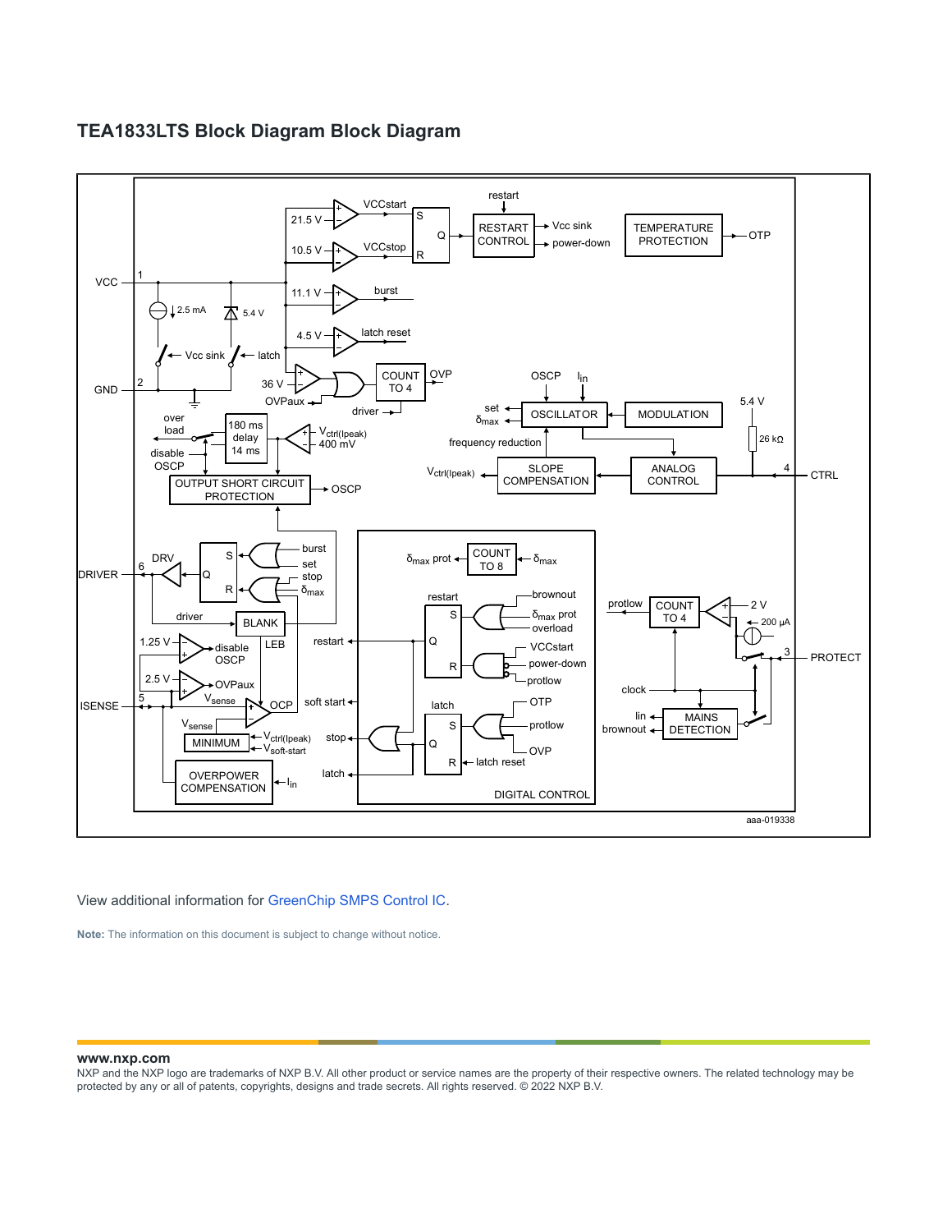## TEA1833LTS Block Diagram Block Diagram

VCC
1
GND
2
2.5 mA
5.4 V
Vcc sink
latch
21.5 V
VCCstart
10.5 V
VCCstop
S
Q
R
restart
RESTART CONTROL
Vcc sink
power-down
TEMPERATURE PROTECTION
OTP
11.1 V
burst
4.5 V
latch reset
36 V
OVPaux
COUNT TO 4
OVP
driver
OSCP
$I_{in}$
set
$\delta_{max}$
OSCILLATOR
MODULATION
5.4 V
26 kΩ
over load
disable OSCP
180 ms delay 14 ms
$V_{ctrl(Ipeak)}$
400 mV
frequency reduction
$V_{ctrl(Ipeak)}$
SLOPE COMPENSATION
ANALOG CONTROL
4
CTRL
OUTPUT SHORT CIRCUIT PROTECTION
OSCP
DRIVER
6
DRV
S
Q
R
burst
set
stop
$\delta_{max}$
driver
BLANK
LEB
1.25 V
disable OSCP
2.5 V
OVPaux
$V_{sense}$
ISENSE
5
OCP
$V_{sense}$
MINIMUM
$V_{ctrl(Ipeak)}$
$V_{soft\text{-}start}$
OVERPOWER COMPENSATION
$I_{in}$
$\delta_{max}$ prot
COUNT TO 8
$\delta_{max}$
restart
S
Q
R
brownout
$\delta_{max}$ prot
overload
VCCstart
power-down
protlow
restart
soft start
stop
latch
latch
S
Q
R
OTP
protlow
OVP
latch reset
DIGITAL CONTROL
protlow
COUNT TO 4
2 V
200 μA
3
PROTECT
clock
lin
brownout
MAINS DETECTION
aaa-019338

View additional information for GreenChip SMPS Control IC.

**Note:** The information on this document is subject to change without notice.

**www.nxp.com**

NXP and the NXP logo are trademarks of NXP B.V. All other product or service names are the property of their respective owners. The related technology may be protected by any or all of patents, copyrights, designs and trade secrets. All rights reserved. © 2022 NXP B.V.